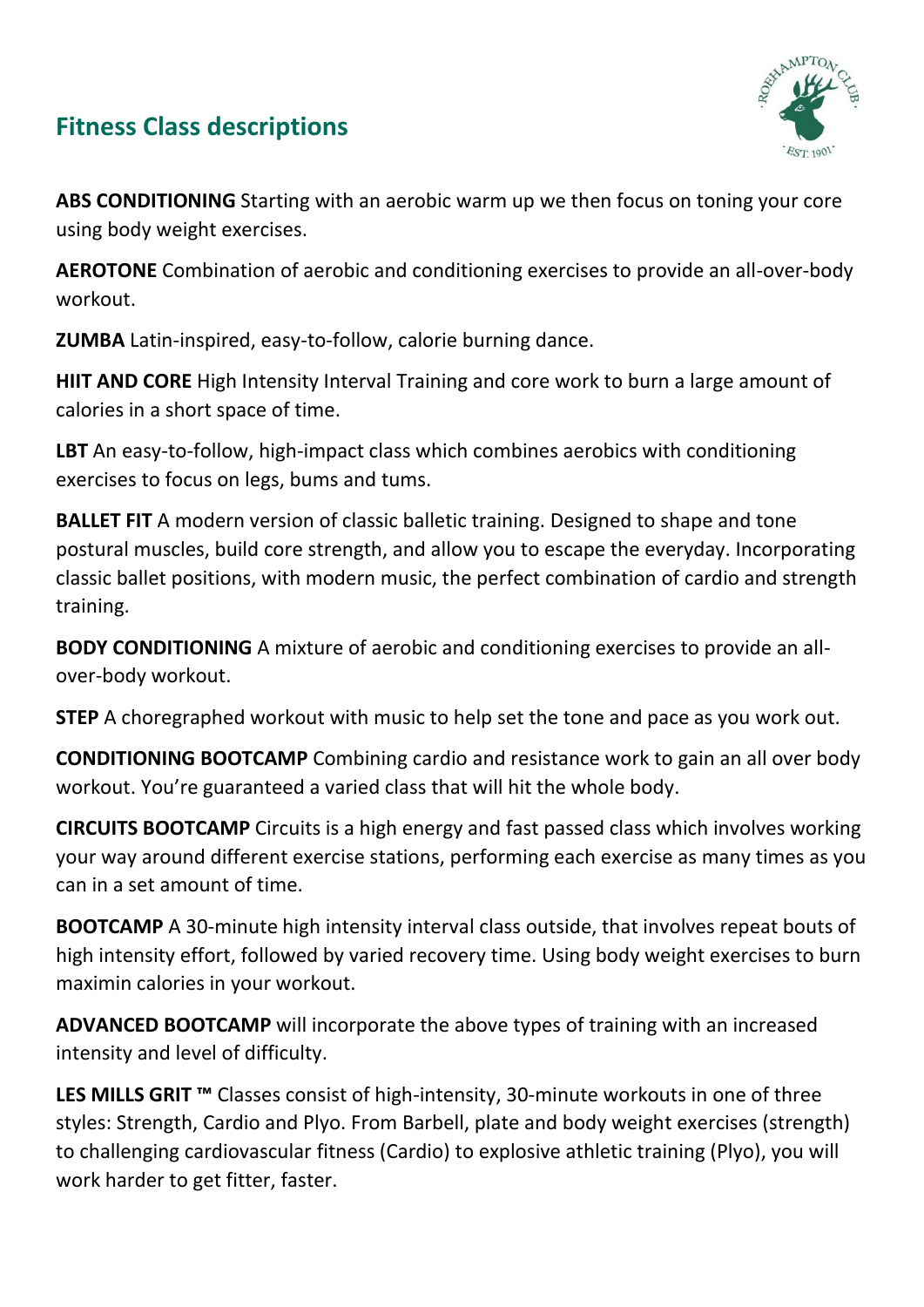## Fitness Class descriptions

**ABS CONDITIONING** Starting with an aerobic warm up we then focus on toning your core using body weight exercises.

**AEROTONE** Combination of aerobic and conditioning exercises to provide an all-over-body workout.

**ZUMBA** Latin-inspired, easy-to-follow, calorie burning dance.

**HIIT AND CORE** High Intensity Interval Training and core work to burn a large amount of calories in a short space of time.

**LBT** An easy-to-follow, high-impact class which combines aerobics with conditioning exercises to focus on legs, bums and tums.

**BALLET FIT** A modern version of classic balletic training. Designed to shape and tone postural muscles, build core strength, and allow you to escape the everyday. Incorporating classic ballet positions, with modern music, the perfect combination of cardio and strength training.

**BODY CONDITIONING** A mixture of aerobic and conditioning exercises to provide an all-over-body workout.

**STEP** A choregraphed workout with music to help set the tone and pace as you work out.

**CONDITIONING BOOTCAMP** Combining cardio and resistance work to gain an all over body workout. You're guaranteed a varied class that will hit the whole body.

**CIRCUITS BOOTCAMP** Circuits is a high energy and fast passed class which involves working your way around different exercise stations, performing each exercise as many times as you can in a set amount of time.

**BOOTCAMP** A 30-minute high intensity interval class outside, that involves repeat bouts of high intensity effort, followed by varied recovery time. Using body weight exercises to burn maximin calories in your workout.

**ADVANCED BOOTCAMP** will incorporate the above types of training with an increased intensity and level of difficulty.

**LES MILLS GRIT ™** Classes consist of high-intensity, 30-minute workouts in one of three styles: Strength, Cardio and Plyo. From Barbell, plate and body weight exercises (strength) to challenging cardiovascular fitness (Cardio) to explosive athletic training (Plyo), you will work harder to get fitter, faster.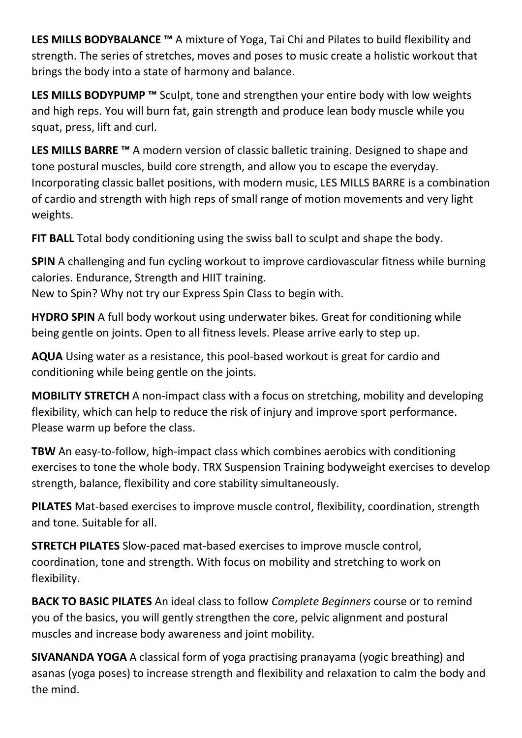**LES MILLS BODYBALANCE ™** A mixture of Yoga, Tai Chi and Pilates to build flexibility and strength. The series of stretches, moves and poses to music create a holistic workout that brings the body into a state of harmony and balance.

**LES MILLS BODYPUMP ™** Sculpt, tone and strengthen your entire body with low weights and high reps. You will burn fat, gain strength and produce lean body muscle while you squat, press, lift and curl.

**LES MILLS BARRE ™** A modern version of classic balletic training. Designed to shape and tone postural muscles, build core strength, and allow you to escape the everyday. Incorporating classic ballet positions, with modern music, LES MILLS BARRE is a combination of cardio and strength with high reps of small range of motion movements and very light weights.

**FIT BALL** Total body conditioning using the swiss ball to sculpt and shape the body.

**SPIN** A challenging and fun cycling workout to improve cardiovascular fitness while burning calories. Endurance, Strength and HIIT training.
New to Spin? Why not try our Express Spin Class to begin with.

**HYDRO SPIN** A full body workout using underwater bikes. Great for conditioning while being gentle on joints. Open to all fitness levels. Please arrive early to step up.

**AQUA** Using water as a resistance, this pool-based workout is great for cardio and conditioning while being gentle on the joints.

**MOBILITY STRETCH** A non-impact class with a focus on stretching, mobility and developing flexibility, which can help to reduce the risk of injury and improve sport performance. Please warm up before the class.

**TBW** An easy-to-follow, high-impact class which combines aerobics with conditioning exercises to tone the whole body. TRX Suspension Training bodyweight exercises to develop strength, balance, flexibility and core stability simultaneously.

**PILATES** Mat-based exercises to improve muscle control, flexibility, coordination, strength and tone. Suitable for all.

**STRETCH PILATES** Slow-paced mat-based exercises to improve muscle control, coordination, tone and strength. With focus on mobility and stretching to work on flexibility.

**BACK TO BASIC PILATES** An ideal class to follow *Complete Beginners* course or to remind you of the basics, you will gently strengthen the core, pelvic alignment and postural muscles and increase body awareness and joint mobility.

**SIVANANDA YOGA** A classical form of yoga practising pranayama (yogic breathing) and asanas (yoga poses) to increase strength and flexibility and relaxation to calm the body and the mind.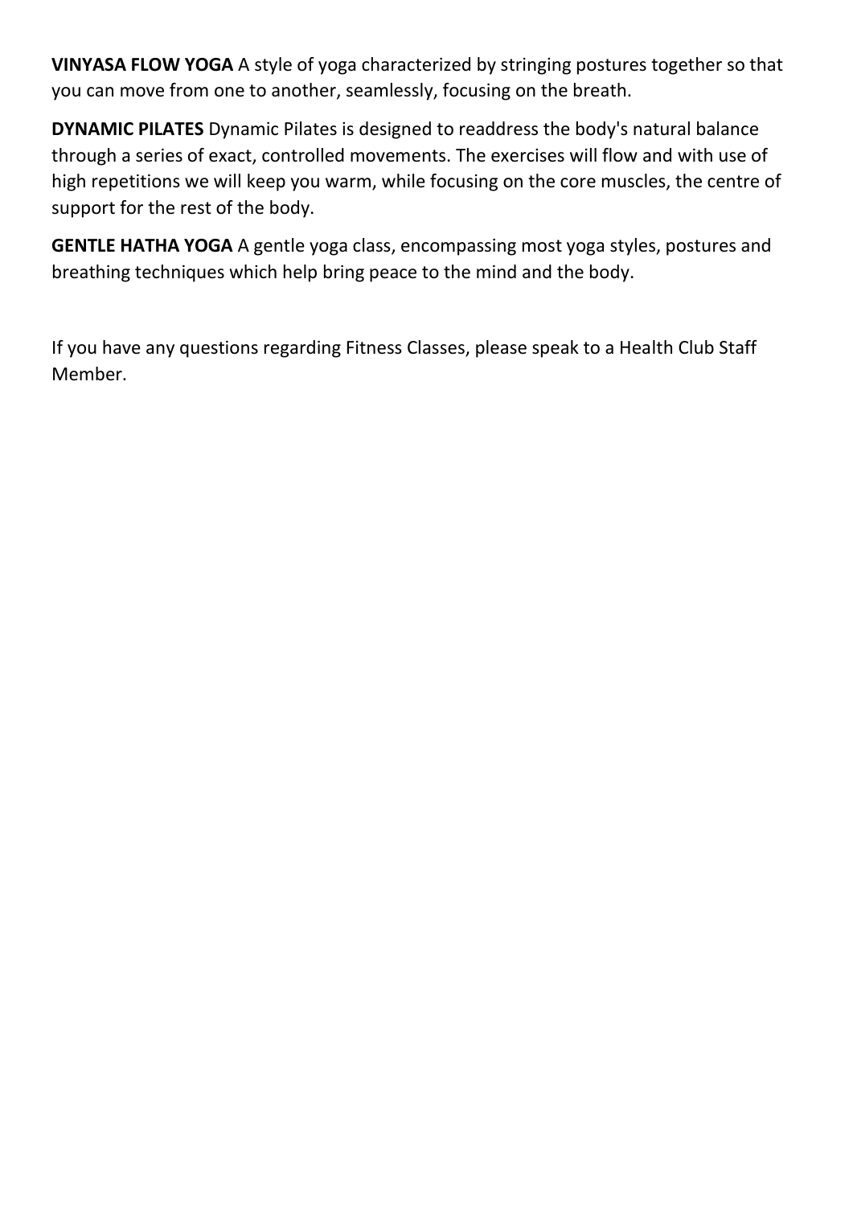**VINYASA FLOW YOGA** A style of yoga characterized by stringing postures together so that you can move from one to another, seamlessly, focusing on the breath.

**DYNAMIC PILATES** Dynamic Pilates is designed to readdress the body's natural balance through a series of exact, controlled movements. The exercises will flow and with use of high repetitions we will keep you warm, while focusing on the core muscles, the centre of support for the rest of the body.

**GENTLE HATHA YOGA** A gentle yoga class, encompassing most yoga styles, postures and breathing techniques which help bring peace to the mind and the body.

If you have any questions regarding Fitness Classes, please speak to a Health Club Staff Member.